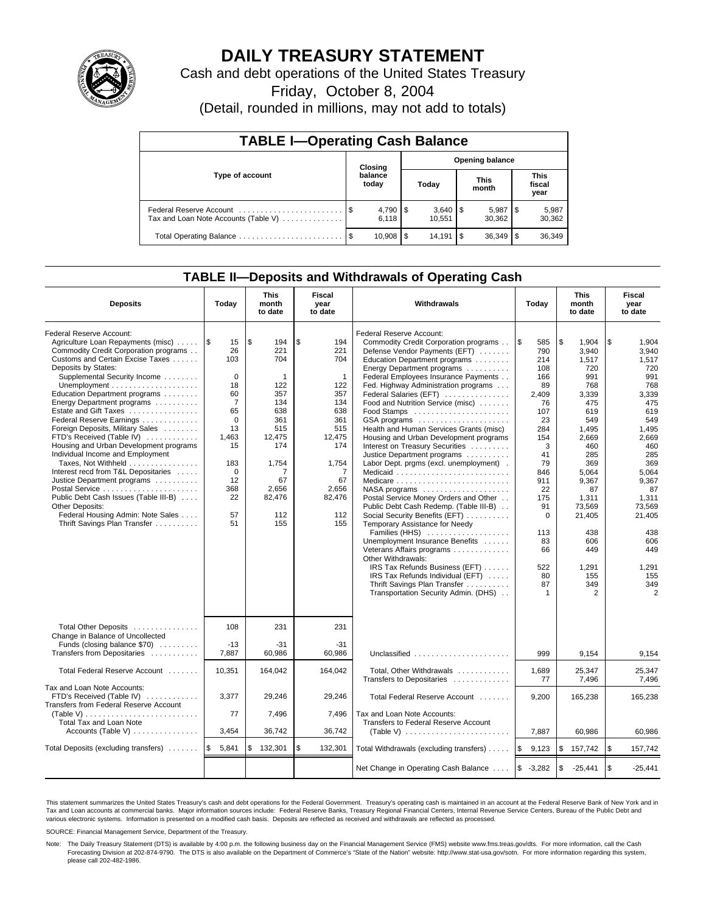# DAILY TREASURY STATEMENT

Cash and debt operations of the United States Treasury

Friday, October 8, 2004

(Detail, rounded in millions, may not add to totals)

## TABLE I—Operating Cash Balance

| Type of account | Closing balance today | Opening balance Today | Opening balance This month | Opening balance This fiscal year |
|---|---|---|---|---|
| Federal Reserve Account | $ 4,790 | $ 3,640 | $ 5,987 | $ 5,987 |
| Tax and Loan Note Accounts (Table V) | 6,118 | 10,551 | 30,362 | 30,362 |
| Total Operating Balance | $ 10,908 | $ 14,191 | $ 36,349 | $ 36,349 |

## TABLE II—Deposits and Withdrawals of Operating Cash

| Deposits | Today | This month to date | Fiscal year to date | Withdrawals | Today | This month to date | Fiscal year to date |
|---|---|---|---|---|---|---|---|
| Federal Reserve Account: | | | | Federal Reserve Account: | | | |
| Agriculture Loan Repayments (misc) | $ 15 | $ 194 | $ 194 | Commodity Credit Corporation programs | $ 585 | $ 1,904 | $ 1,904 |
| Commodity Credit Corporation programs | 26 | 221 | 221 | Defense Vendor Payments (EFT) | 790 | 3,940 | 3,940 |
| Customs and Certain Excise Taxes | 103 | 704 | 704 | Education Department programs | 214 | 1,517 | 1,517 |
| Deposits by States: | | | | Energy Department programs | 108 | 720 | 720 |
| Supplemental Security Income | 0 | 1 | 1 | Federal Employees Insurance Payments | 166 | 991 | 991 |
| Unemployment | 18 | 122 | 122 | Fed. Highway Administration programs | 89 | 768 | 768 |
| Education Department programs | 60 | 357 | 357 | Federal Salaries (EFT) | 2,409 | 3,339 | 3,339 |
| Energy Department programs | 7 | 134 | 134 | Food and Nutrition Service (misc) | 76 | 475 | 475 |
| Estate and Gift Taxes | 65 | 638 | 638 | Food Stamps | 107 | 619 | 619 |
| Federal Reserve Earnings | 0 | 361 | 361 | GSA programs | 23 | 549 | 549 |
| Foreign Deposits, Military Sales | 13 | 515 | 515 | Health and Human Services Grants (misc) | 284 | 1,495 | 1,495 |
| FTD's Received (Table IV) | 1,463 | 12,475 | 12,475 | Housing and Urban Development programs | 154 | 2,669 | 2,669 |
| Housing and Urban Development programs | 15 | 174 | 174 | Interest on Treasury Securities | 3 | 460 | 460 |
| Individual Income and Employment | | | | Justice Department programs | 41 | 285 | 285 |
| Taxes, Not Withheld | 183 | 1,754 | 1,754 | Labor Dept. prgms (excl. unemployment) | 79 | 369 | 369 |
| Interest recd from T&L Depositaries | 0 | 7 | 7 | Medicaid | 846 | 5,064 | 5,064 |
| Justice Department programs | 12 | 67 | 67 | Medicare | 911 | 9,367 | 9,367 |
| Postal Service | 368 | 2,656 | 2,656 | NASA programs | 22 | 87 | 87 |
| Public Debt Cash Issues (Table III-B) | 22 | 82,476 | 82,476 | Postal Service Money Orders and Other | 175 | 1,311 | 1,311 |
| Other Deposits: | | | | Public Debt Cash Redemp. (Table III-B) | 91 | 73,569 | 73,569 |
| Federal Housing Admin: Note Sales | 57 | 112 | 112 | Social Security Benefits (EFT) | 0 | 21,405 | 21,405 |
| Thrift Savings Plan Transfer | 51 | 155 | 155 | Temporary Assistance for Needy Families (HHS) | 113 | 438 | 438 |
| | | | | Unemployment Insurance Benefits | 83 | 606 | 606 |
| | | | | Veterans Affairs programs | 66 | 449 | 449 |
| | | | | Other Withdrawals: | | | |
| | | | | IRS Tax Refunds Business (EFT) | 522 | 1,291 | 1,291 |
| | | | | IRS Tax Refunds Individual (EFT) | 80 | 155 | 155 |
| | | | | Thrift Savings Plan Transfer | 87 | 349 | 349 |
| | | | | Transportation Security Admin. (DHS) | 1 | 2 | 2 |
| Total Other Deposits | 108 | 231 | 231 | | | | |
| Change in Balance of Uncollected Funds (closing balance $70) | -13 | -31 | -31 | | | | |
| Transfers from Depositaries | 7,887 | 60,986 | 60,986 | Unclassified | 999 | 9,154 | 9,154 |
| Total Federal Reserve Account | 10,351 | 164,042 | 164,042 | Total, Other Withdrawals | 1,689 | 25,347 | 25,347 |
| | | | | Transfers to Depositaries | 77 | 7,496 | 7,496 |
| Tax and Loan Note Accounts: | | | | | | | |
| FTD's Received (Table IV) | 3,377 | 29,246 | 29,246 | Total Federal Reserve Account | 9,200 | 165,238 | 165,238 |
| Transfers from Federal Reserve Account (Table V) | 77 | 7,496 | 7,496 | Tax and Loan Note Accounts: | | | |
| Total Tax and Loan Note Accounts (Table V) | 3,454 | 36,742 | 36,742 | Transfers to Federal Reserve Account (Table V) | 7,887 | 60,986 | 60,986 |
| Total Deposits (excluding transfers) | $ 5,841 | $ 132,301 | $ 132,301 | Total Withdrawals (excluding transfers) | $ 9,123 | $ 157,742 | $ 157,742 |
| | | | | Net Change in Operating Cash Balance | $ -3,282 | $ -25,441 | $ -25,441 |

This statement summarizes the United States Treasury's cash and debt operations for the Federal Government. Treasury's operating cash is maintained in an account at the Federal Reserve Bank of New York and in Tax and Loan accounts at commercial banks. Major information sources include: Federal Reserve Banks, Treasury Regional Financial Centers, Internal Revenue Service Centers, Bureau of the Public Debt and various electronic systems. Information is presented on a modified cash basis. Deposits are reflected as received and withdrawals are reflected as processed.

SOURCE: Financial Management Service, Department of the Treasury.

Note: The Daily Treasury Statement (DTS) is available by 4:00 p.m. the following business day on the Financial Management Service (FMS) website www.fms.treas.gov/dts. For more information, call the Cash Forecasting Division at 202-874-9790. The DTS is also available on the Department of Commerce's "State of the Nation" website: http://www.stat-usa.gov/sotn. For more information regarding this system, please call 202-482-1986.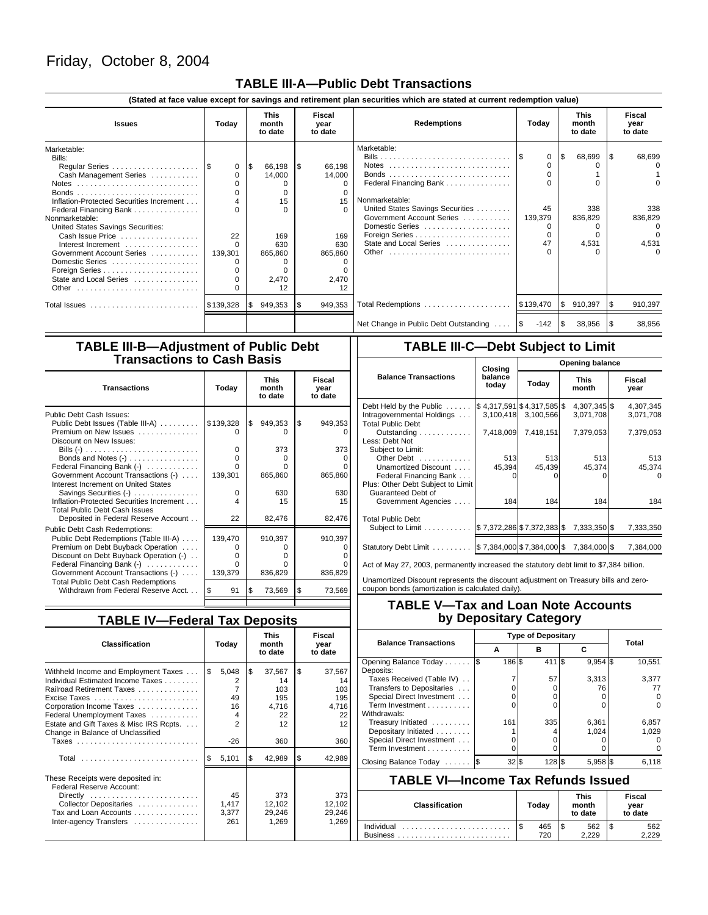Friday, October 8, 2004

## TABLE III-A—Public Debt Transactions

(Stated at face value except for savings and retirement plan securities which are stated at current redemption value)

| Issues | Today | This month to date | Fiscal year to date |
|---|---|---|---|
| Marketable: | | | |
| Bills: | | | |
| Regular Series | $ 0 | $ 66,198 | $ 66,198 |
| Cash Management Series | 0 | 14,000 | 14,000 |
| Notes | 0 | 0 | 0 |
| Bonds | 0 | 0 | 0 |
| Inflation-Protected Securities Increment | 4 | 15 | 15 |
| Federal Financing Bank | 0 | 0 | 0 |
| Nonmarketable: | | | |
| United States Savings Securities: | | | |
| Cash Issue Price | 22 | 169 | 169 |
| Interest Increment | 0 | 630 | 630 |
| Government Account Series | 139,301 | 865,860 | 865,860 |
| Domestic Series | 0 | 0 | 0 |
| Foreign Series | 0 | 0 | 0 |
| State and Local Series | 0 | 2,470 | 2,470 |
| Other | 0 | 12 | 12 |
| Total Issues | $139,328 | $ 949,353 | $ 949,353 |

| Redemptions | Today | This month to date | Fiscal year to date |
|---|---|---|---|
| Marketable: | | | |
| Bills | $ 0 | $ 68,699 | $ 68,699 |
| Notes | 0 | 0 | 0 |
| Bonds | 0 | 1 | 1 |
| Federal Financing Bank | 0 | 0 | 0 |
| Nonmarketable: | | | |
| United States Savings Securities | 45 | 338 | 338 |
| Government Account Series | 139,379 | 836,829 | 836,829 |
| Domestic Series | 0 | 0 | 0 |
| Foreign Series | 0 | 0 | 0 |
| State and Local Series | 47 | 4,531 | 4,531 |
| Other | 0 | 0 | 0 |
| Total Redemptions | $139,470 | $ 910,397 | $ 910,397 |
| Net Change in Public Debt Outstanding | $ -142 | $ 38,956 | $ 38,956 |

## TABLE III-B—Adjustment of Public Debt Transactions to Cash Basis

| Transactions | Today | This month to date | Fiscal year to date |
|---|---|---|---|
| Public Debt Cash Issues: | | | |
| Public Debt Issues (Table III-A) | $139,328 | $ 949,353 | $ 949,353 |
| Premium on New Issues | 0 | 0 | 0 |
| Discount on New Issues: | | | |
| Bills (-) | 0 | 373 | 373 |
| Bonds and Notes (-) | 0 | 0 | 0 |
| Federal Financing Bank (-) | 0 | 0 | 0 |
| Government Account Transactions (-) | 139,301 | 865,860 | 865,860 |
| Interest Increment on United States Savings Securities (-) | 0 | 630 | 630 |
| Inflation-Protected Securities Increment | 4 | 15 | 15 |
| Total Public Debt Cash Issues Deposited in Federal Reserve Account | 22 | 82,476 | 82,476 |
| Public Debt Cash Redemptions: | | | |
| Public Debt Redemptions (Table III-A) | 139,470 | 910,397 | 910,397 |
| Premium on Debt Buyback Operation | 0 | 0 | 0 |
| Discount on Debt Buyback Operation (-) | 0 | 0 | 0 |
| Federal Financing Bank (-) | 0 | 0 | 0 |
| Government Account Transactions (-) | 139,379 | 836,829 | 836,829 |
| Total Public Debt Cash Redemptions Withdrawn from Federal Reserve Acct. | $ 91 | $ 73,569 | $ 73,569 |

## TABLE III-C—Debt Subject to Limit

| Balance Transactions | Closing balance today | Opening balance | | |
|---|---|---|---|---|
| | | Today | This month | Fiscal year |
| Debt Held by the Public | $ 4,317,591 | $ 4,317,585 | $ 4,307,345 | $ 4,307,345 |
| Intragovernmental Holdings | 3,100,418 | 3,100,566 | 3,071,708 | 3,071,708 |
| Total Public Debt Outstanding | 7,418,009 | 7,418,151 | 7,379,053 | 7,379,053 |
| Less: Debt Not Subject to Limit: | | | | |
| Other Debt | 513 | 513 | 513 | 513 |
| Unamortized Discount | 45,394 | 45,439 | 45,374 | 45,374 |
| Federal Financing Bank | 0 | 0 | 0 | 0 |
| Plus: Other Debt Subject to Limit Guaranteed Debt of Government Agencies | 184 | 184 | 184 | 184 |
| Total Public Debt Subject to Limit | $ 7,372,286 | $ 7,372,383 | $ 7,333,350 | $ 7,333,350 |
| Statutory Debt Limit | $ 7,384,000 | $ 7,384,000 | $ 7,384,000 | $ 7,384,000 |

Act of May 27, 2003, permanently increased the statutory debt limit to $7,384 billion.

Unamortized Discount represents the discount adjustment on Treasury bills and zero-coupon bonds (amortization is calculated daily).

## TABLE IV—Federal Tax Deposits

| Classification | Today | This month to date | Fiscal year to date |
|---|---|---|---|
| Withheld Income and Employment Taxes | $ 5,048 | $ 37,567 | $ 37,567 |
| Individual Estimated Income Taxes | 2 | 14 | 14 |
| Railroad Retirement Taxes | 7 | 103 | 103 |
| Excise Taxes | 49 | 195 | 195 |
| Corporation Income Taxes | 16 | 4,716 | 4,716 |
| Federal Unemployment Taxes | 4 | 22 | 22 |
| Estate and Gift Taxes & Misc IRS Rcpts. | 2 | 12 | 12 |
| Change in Balance of Unclassified Taxes | -26 | 360 | 360 |
| Total | $ 5,101 | $ 42,989 | $ 42,989 |
| These Receipts were deposited in: | | | |
| Federal Reserve Account: | | | |
| Directly | 45 | 373 | 373 |
| Collector Depositaries | 1,417 | 12,102 | 12,102 |
| Tax and Loan Accounts | 3,377 | 29,246 | 29,246 |
| Inter-agency Transfers | 261 | 1,269 | 1,269 |

## TABLE V—Tax and Loan Note Accounts by Depositary Category

| Balance Transactions | Type of Depositary | | | Total |
|---|---|---|---|---|
| | A | B | C | |
| Opening Balance Today | $ 186 | $ 411 | $ 9,954 | $ 10,551 |
| Deposits: | | | | |
| Taxes Received (Table IV) | 7 | 57 | 3,313 | 3,377 |
| Transfers to Depositaries | 0 | 0 | 76 | 77 |
| Special Direct Investment | 0 | 0 | 0 | 0 |
| Term Investment | 0 | 0 | 0 | 0 |
| Withdrawals: | | | | |
| Treasury Initiated | 161 | 335 | 6,361 | 6,857 |
| Depositary Initiated | 1 | 4 | 1,024 | 1,029 |
| Special Direct Investment | 0 | 0 | 0 | 0 |
| Term Investment | 0 | 0 | 0 | 0 |
| Closing Balance Today | $ 32 | $ 128 | $ 5,958 | $ 6,118 |

## TABLE VI—Income Tax Refunds Issued

| Classification | Today | This month to date | Fiscal year to date |
|---|---|---|---|
| Individual | $ 465 | $ 562 | $ 562 |
| Business | 720 | 2,229 | 2,229 |